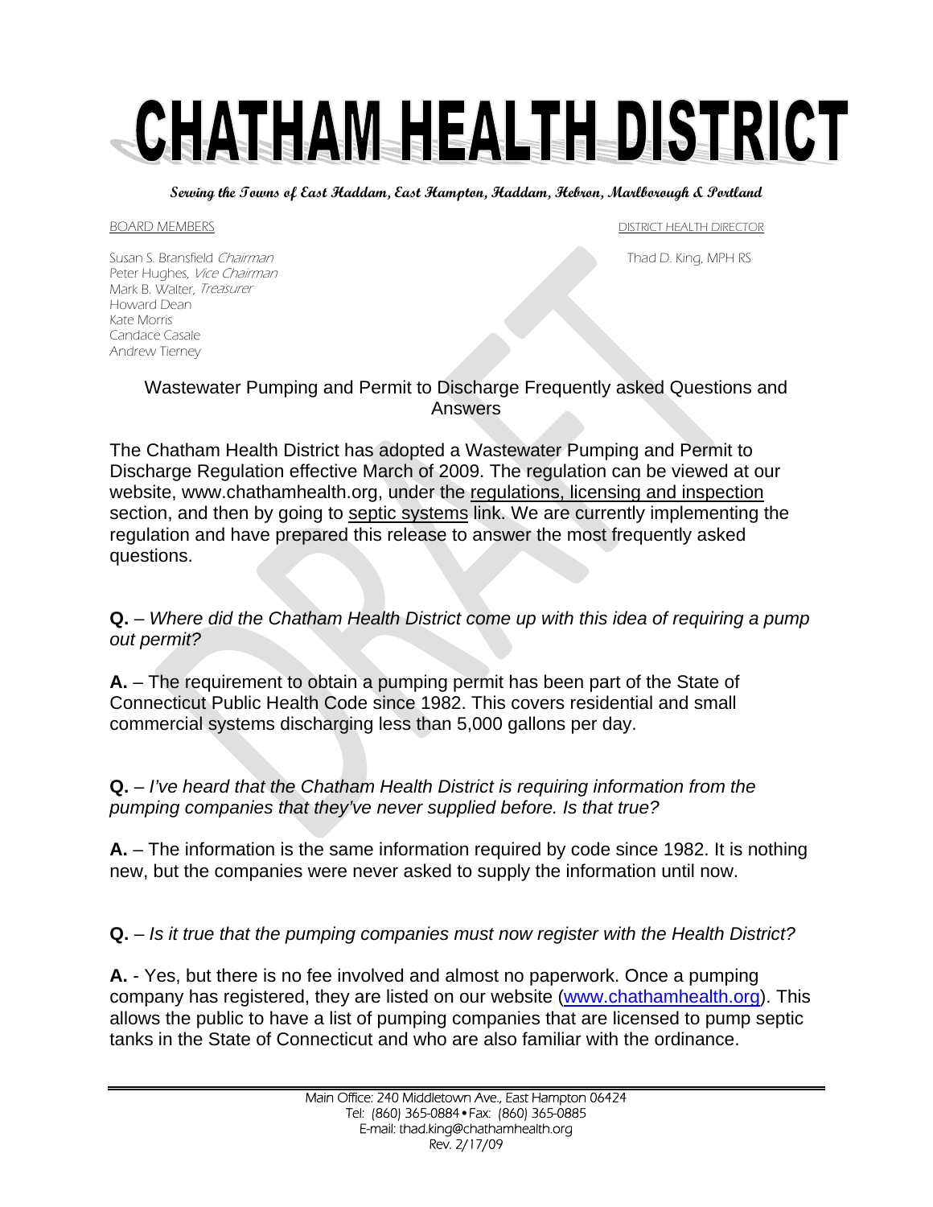# CHATHAM HEALTH DISTRICT

**Serving the Towns of East Haddam, East Hampton, Haddam, Hebron, Marlborough & Portland**

BOARD MEMBERS

Susan S. Bransfield *Chairman*
Peter Hughes, *Vice Chairman*
Mark B. Walter, *Treasurer*
Howard Dean
Kate Morris
Candace Casale
Andrew Tierney

DISTRICT HEALTH DIRECTOR

Thad D. King, MPH RS

## Wastewater Pumping and Permit to Discharge Frequently asked Questions and Answers

The Chatham Health District has adopted a Wastewater Pumping and Permit to Discharge Regulation effective March of 2009. The regulation can be viewed at our website, www.chathamhealth.org, under the regulations, licensing and inspection section, and then by going to septic systems link. We are currently implementing the regulation and have prepared this release to answer the most frequently asked questions.

**Q.** – *Where did the Chatham Health District come up with this idea of requiring a pump out permit?*

**A.** – The requirement to obtain a pumping permit has been part of the State of Connecticut Public Health Code since 1982. This covers residential and small commercial systems discharging less than 5,000 gallons per day.

**Q.** – *I've heard that the Chatham Health District is requiring information from the pumping companies that they've never supplied before. Is that true?*

**A.** – The information is the same information required by code since 1982. It is nothing new, but the companies were never asked to supply the information until now.

**Q.** – *Is it true that the pumping companies must now register with the Health District?*

**A.** - Yes, but there is no fee involved and almost no paperwork. Once a pumping company has registered, they are listed on our website (www.chathamhealth.org). This allows the public to have a list of pumping companies that are licensed to pump septic tanks in the State of Connecticut and who are also familiar with the ordinance.

Main Office: 240 Middletown Ave., East Hampton 06424
Tel: (860) 365-0884 • Fax: (860) 365-0885
E-mail: thad.king@chathamhealth.org
Rev. 2/17/09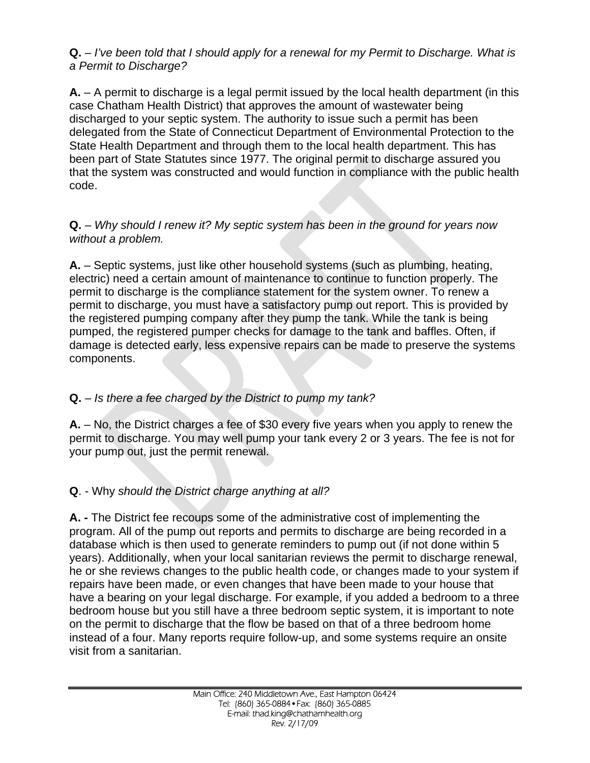**Q.** – *I've been told that I should apply for a renewal for my Permit to Discharge. What is a Permit to Discharge?*

**A.** – A permit to discharge is a legal permit issued by the local health department (in this case Chatham Health District) that approves the amount of wastewater being discharged to your septic system. The authority to issue such a permit has been delegated from the State of Connecticut Department of Environmental Protection to the State Health Department and through them to the local health department. This has been part of State Statutes since 1977. The original permit to discharge assured you that the system was constructed and would function in compliance with the public health code.

**Q.** – *Why should I renew it? My septic system has been in the ground for years now without a problem.*

**A.** – Septic systems, just like other household systems (such as plumbing, heating, electric) need a certain amount of maintenance to continue to function properly. The permit to discharge is the compliance statement for the system owner. To renew a permit to discharge, you must have a satisfactory pump out report. This is provided by the registered pumping company after they pump the tank. While the tank is being pumped, the registered pumper checks for damage to the tank and baffles. Often, if damage is detected early, less expensive repairs can be made to preserve the systems components.

**Q.** – *Is there a fee charged by the District to pump my tank?*

**A.** – No, the District charges a fee of $30 every five years when you apply to renew the permit to discharge. You may well pump your tank every 2 or 3 years. The fee is not for your pump out, just the permit renewal.

**Q**. - Why *should the District charge anything at all?*

**A. -** The District fee recoups some of the administrative cost of implementing the program. All of the pump out reports and permits to discharge are being recorded in a database which is then used to generate reminders to pump out (if not done within 5 years). Additionally, when your local sanitarian reviews the permit to discharge renewal, he or she reviews changes to the public health code, or changes made to your system if repairs have been made, or even changes that have been made to your house that have a bearing on your legal discharge. For example, if you added a bedroom to a three bedroom house but you still have a three bedroom septic system, it is important to note on the permit to discharge that the flow be based on that of a three bedroom home instead of a four. Many reports require follow-up, and some systems require an onsite visit from a sanitarian.

Main Office: 240 Middletown Ave., East Hampton 06424
Tel: (860) 365-0884 • Fax: (860) 365-0885
E-mail: thad.king@chathamhealth.org
Rev. 2/17/09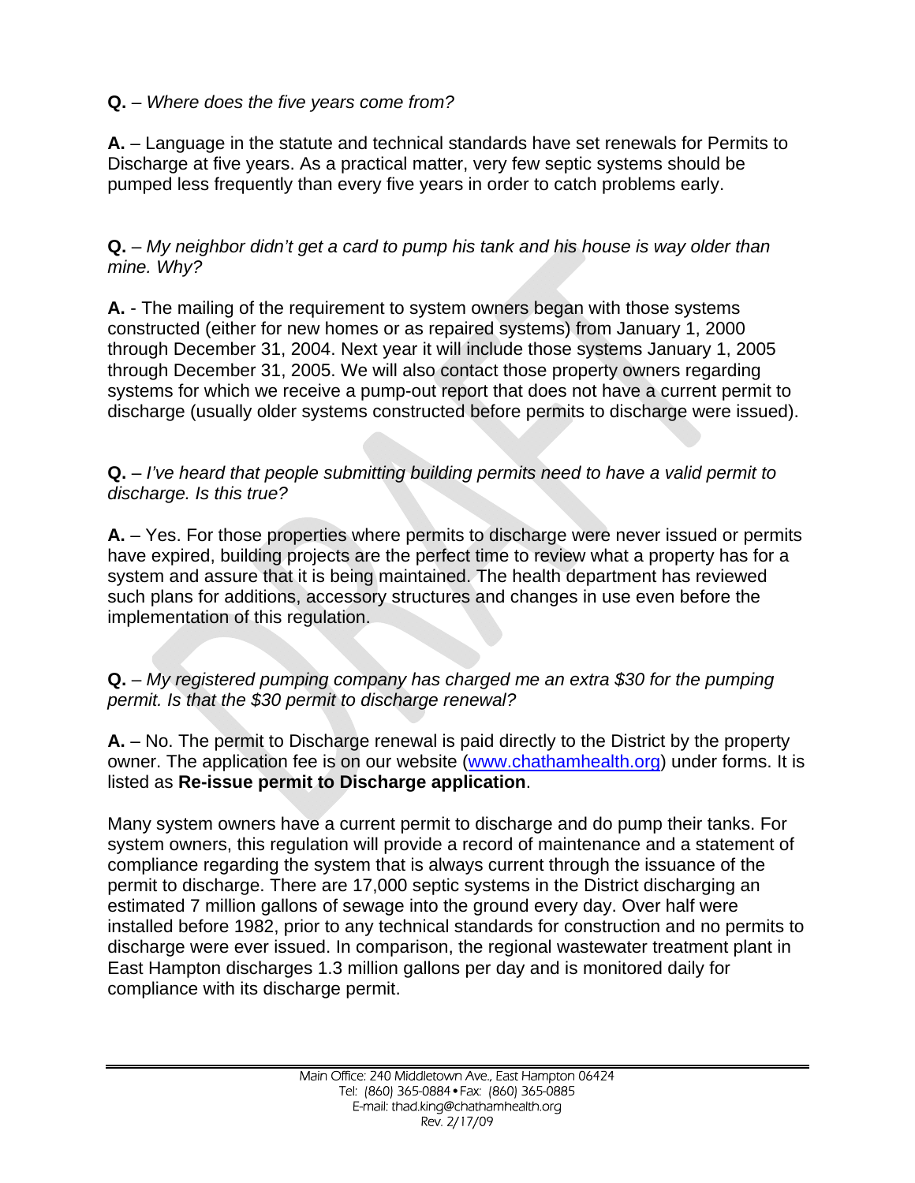**Q.** – *Where does the five years come from?*

**A.** – Language in the statute and technical standards have set renewals for Permits to Discharge at five years. As a practical matter, very few septic systems should be pumped less frequently than every five years in order to catch problems early.

**Q.** – *My neighbor didn't get a card to pump his tank and his house is way older than mine. Why?*

**A.** - The mailing of the requirement to system owners began with those systems constructed (either for new homes or as repaired systems) from January 1, 2000 through December 31, 2004. Next year it will include those systems January 1, 2005 through December 31, 2005. We will also contact those property owners regarding systems for which we receive a pump-out report that does not have a current permit to discharge (usually older systems constructed before permits to discharge were issued).

**Q.** – *I've heard that people submitting building permits need to have a valid permit to discharge. Is this true?*

**A.** – Yes. For those properties where permits to discharge were never issued or permits have expired, building projects are the perfect time to review what a property has for a system and assure that it is being maintained. The health department has reviewed such plans for additions, accessory structures and changes in use even before the implementation of this regulation.

**Q.** – *My registered pumping company has charged me an extra $30 for the pumping permit. Is that the $30 permit to discharge renewal?*

**A.** – No. The permit to Discharge renewal is paid directly to the District by the property owner. The application fee is on our website (www.chathamhealth.org) under forms. It is listed as **Re-issue permit to Discharge application**.

Many system owners have a current permit to discharge and do pump their tanks. For system owners, this regulation will provide a record of maintenance and a statement of compliance regarding the system that is always current through the issuance of the permit to discharge. There are 17,000 septic systems in the District discharging an estimated 7 million gallons of sewage into the ground every day. Over half were installed before 1982, prior to any technical standards for construction and no permits to discharge were ever issued. In comparison, the regional wastewater treatment plant in East Hampton discharges 1.3 million gallons per day and is monitored daily for compliance with its discharge permit.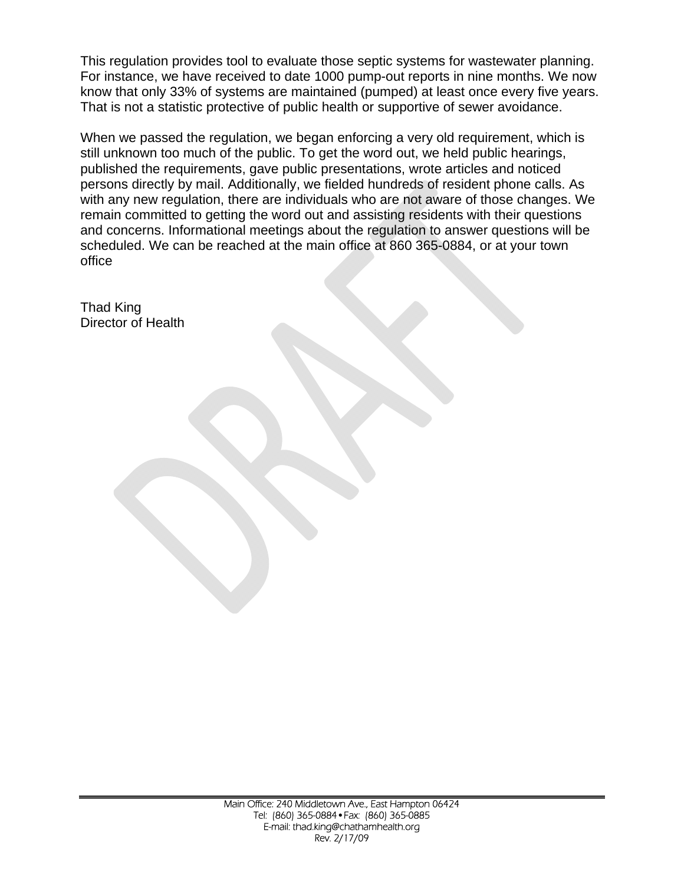This regulation provides tool to evaluate those septic systems for wastewater planning. For instance, we have received to date 1000 pump-out reports in nine months. We now know that only 33% of systems are maintained (pumped) at least once every five years. That is not a statistic protective of public health or supportive of sewer avoidance.

When we passed the regulation, we began enforcing a very old requirement, which is still unknown too much of the public. To get the word out, we held public hearings, published the requirements, gave public presentations, wrote articles and noticed persons directly by mail. Additionally, we fielded hundreds of resident phone calls. As with any new regulation, there are individuals who are not aware of those changes. We remain committed to getting the word out and assisting residents with their questions and concerns. Informational meetings about the regulation to answer questions will be scheduled. We can be reached at the main office at 860 365-0884, or at your town office

Thad King
Director of Health

Main Office: 240 Middletown Ave., East Hampton 06424
Tel: (860) 365-0884 • Fax: (860) 365-0885
E-mail: thad.king@chathamhealth.org
Rev. 2/17/09